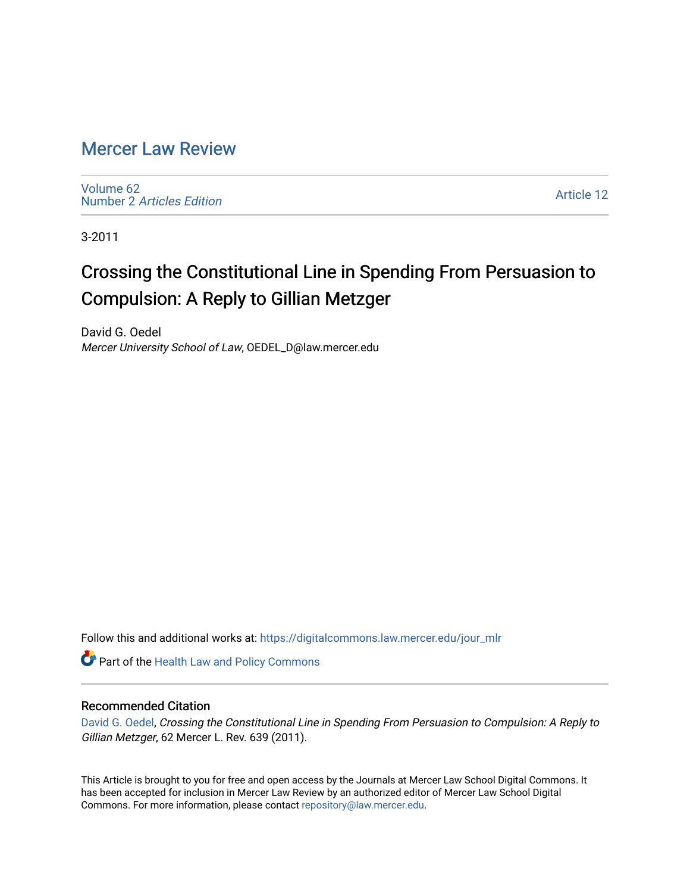# Mercer Law Review

Volume 62
Number 2 *Articles Edition*

Article 12

3-2011

## Crossing the Constitutional Line in Spending From Persuasion to Compulsion: A Reply to Gillian Metzger

David G. Oedel
*Mercer University School of Law*, OEDEL_D@law.mercer.edu

Follow this and additional works at: https://digitalcommons.law.mercer.edu/jour_mlr

Part of the Health Law and Policy Commons

### Recommended Citation

David G. Oedel, *Crossing the Constitutional Line in Spending From Persuasion to Compulsion: A Reply to Gillian Metzger*, 62 Mercer L. Rev. 639 (2011).

This Article is brought to you for free and open access by the Journals at Mercer Law School Digital Commons. It has been accepted for inclusion in Mercer Law Review by an authorized editor of Mercer Law School Digital Commons. For more information, please contact repository@law.mercer.edu.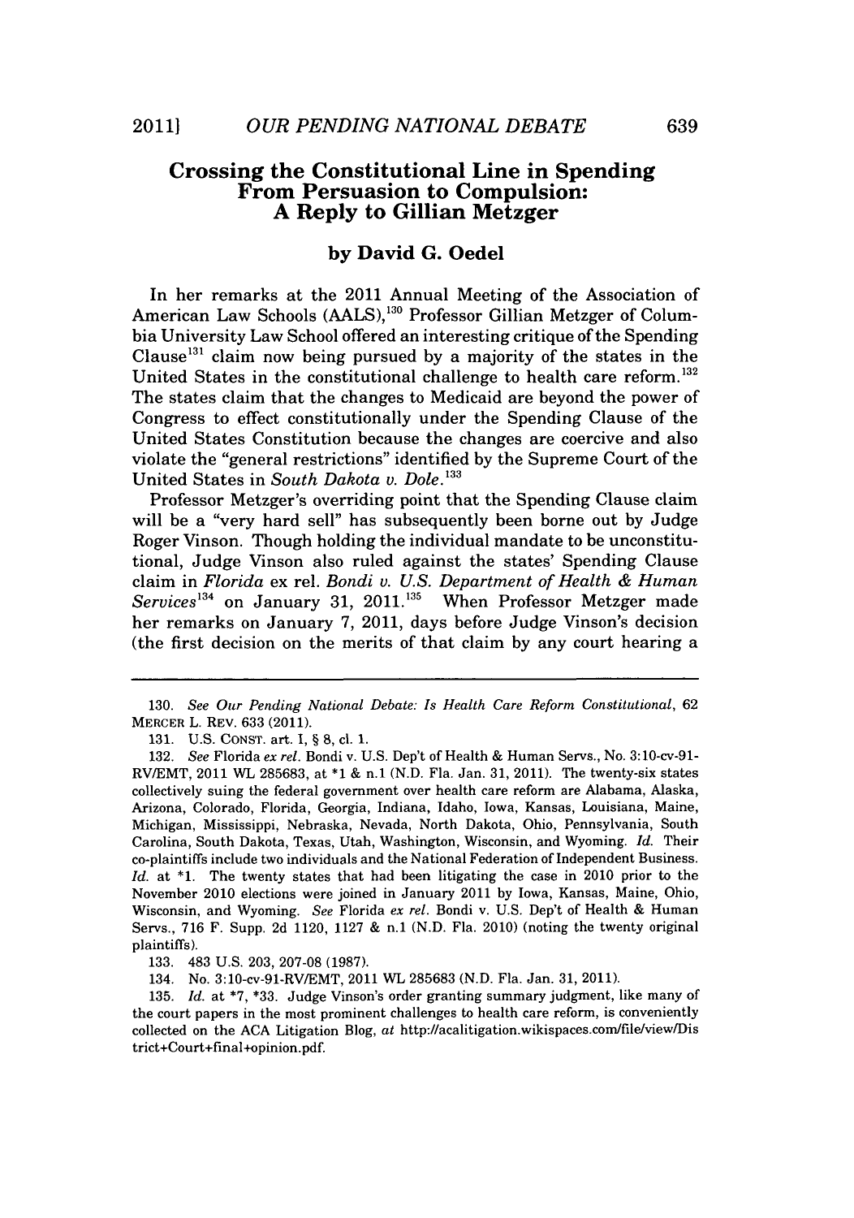## Crossing the Constitutional Line in Spending From Persuasion to Compulsion: A Reply to Gillian Metzger

### by David G. Oedel

In her remarks at the 2011 Annual Meeting of the Association of American Law Schools (AALS),[130] Professor Gillian Metzger of Columbia University Law School offered an interesting critique of the Spending Clause[131] claim now being pursued by a majority of the states in the United States in the constitutional challenge to health care reform.[132] The states claim that the changes to Medicaid are beyond the power of Congress to effect constitutionally under the Spending Clause of the United States Constitution because the changes are coercive and also violate the "general restrictions" identified by the Supreme Court of the United States in *South Dakota v. Dole*.[133]

Professor Metzger's overriding point that the Spending Clause claim will be a "very hard sell" has subsequently been borne out by Judge Roger Vinson. Though holding the individual mandate to be unconstitutional, Judge Vinson also ruled against the states' Spending Clause claim in *Florida* ex rel. *Bondi v. U.S. Department of Health & Human Services*[134] on January 31, 2011.[135] When Professor Metzger made her remarks on January 7, 2011, days before Judge Vinson's decision (the first decision on the merits of that claim by any court hearing a

---

130. *See Our Pending National Debate: Is Health Care Reform Constitutional*, 62 MERCER L. REV. 633 (2011).

131. U.S. CONST. art. I, § 8, cl. 1.

132. *See* Florida *ex rel.* Bondi v. U.S. Dep't of Health & Human Servs., No. 3:10-cv-91-RV/EMT, 2011 WL 285683, at *1 & n.1 (N.D. Fla. Jan. 31, 2011). The twenty-six states collectively suing the federal government over health care reform are Alabama, Alaska, Arizona, Colorado, Florida, Georgia, Indiana, Idaho, Iowa, Kansas, Louisiana, Maine, Michigan, Mississippi, Nebraska, Nevada, North Dakota, Ohio, Pennsylvania, South Carolina, South Dakota, Texas, Utah, Washington, Wisconsin, and Wyoming. *Id.* Their co-plaintiffs include two individuals and the National Federation of Independent Business. *Id.* at *1. The twenty states that had been litigating the case in 2010 prior to the November 2010 elections were joined in January 2011 by Iowa, Kansas, Maine, Ohio, Wisconsin, and Wyoming. *See* Florida *ex rel.* Bondi v. U.S. Dep't of Health & Human Servs., 716 F. Supp. 2d 1120, 1127 & n.1 (N.D. Fla. 2010) (noting the twenty original plaintiffs).

133. 483 U.S. 203, 207-08 (1987).

134. No. 3:10-cv-91-RV/EMT, 2011 WL 285683 (N.D. Fla. Jan. 31, 2011).

135. *Id.* at *7, *33. Judge Vinson's order granting summary judgment, like many of the court papers in the most prominent challenges to health care reform, is conveniently collected on the ACA Litigation Blog, *at* http://acalitigation.wikispaces.com/file/view/District+Court+final+opinion.pdf.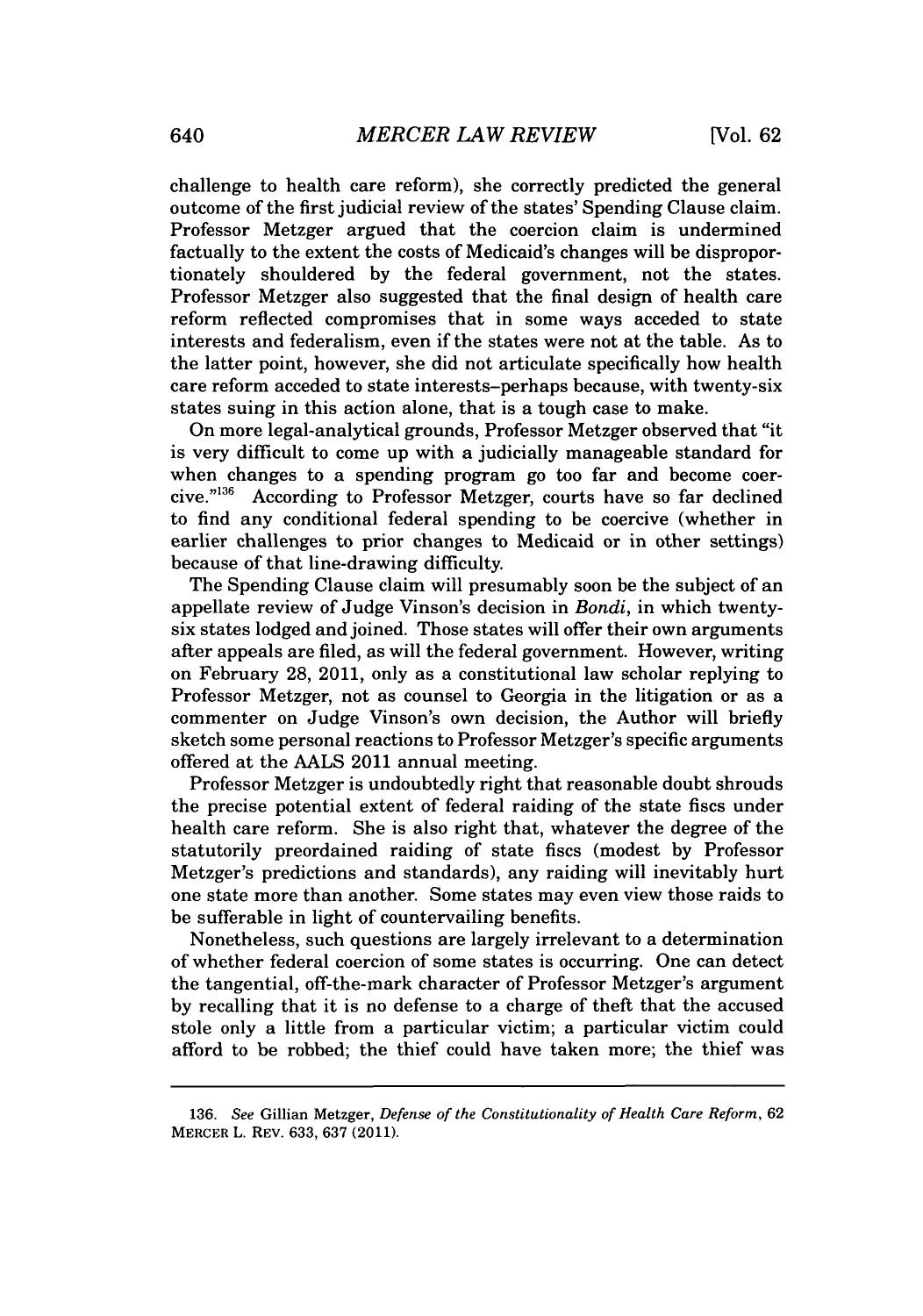challenge to health care reform), she correctly predicted the general outcome of the first judicial review of the states' Spending Clause claim. Professor Metzger argued that the coercion claim is undermined factually to the extent the costs of Medicaid's changes will be disproportionately shouldered by the federal government, not the states. Professor Metzger also suggested that the final design of health care reform reflected compromises that in some ways acceded to state interests and federalism, even if the states were not at the table. As to the latter point, however, she did not articulate specifically how health care reform acceded to state interests–perhaps because, with twenty-six states suing in this action alone, that is a tough case to make.

On more legal-analytical grounds, Professor Metzger observed that "it is very difficult to come up with a judicially manageable standard for when changes to a spending program go too far and become coercive."[136] According to Professor Metzger, courts have so far declined to find any conditional federal spending to be coercive (whether in earlier challenges to prior changes to Medicaid or in other settings) because of that line-drawing difficulty.

The Spending Clause claim will presumably soon be the subject of an appellate review of Judge Vinson's decision in *Bondi*, in which twenty-six states lodged and joined. Those states will offer their own arguments after appeals are filed, as will the federal government. However, writing on February 28, 2011, only as a constitutional law scholar replying to Professor Metzger, not as counsel to Georgia in the litigation or as a commenter on Judge Vinson's own decision, the Author will briefly sketch some personal reactions to Professor Metzger's specific arguments offered at the AALS 2011 annual meeting.

Professor Metzger is undoubtedly right that reasonable doubt shrouds the precise potential extent of federal raiding of the state fiscs under health care reform. She is also right that, whatever the degree of the statutorily preordained raiding of state fiscs (modest by Professor Metzger's predictions and standards), any raiding will inevitably hurt one state more than another. Some states may even view those raids to be sufferable in light of countervailing benefits.

Nonetheless, such questions are largely irrelevant to a determination of whether federal coercion of some states is occurring. One can detect the tangential, off-the-mark character of Professor Metzger's argument by recalling that it is no defense to a charge of theft that the accused stole only a little from a particular victim; a particular victim could afford to be robbed; the thief could have taken more; the thief was

---

136. *See* Gillian Metzger, *Defense of the Constitutionality of Health Care Reform*, 62 MERCER L. REV. 633, 637 (2011).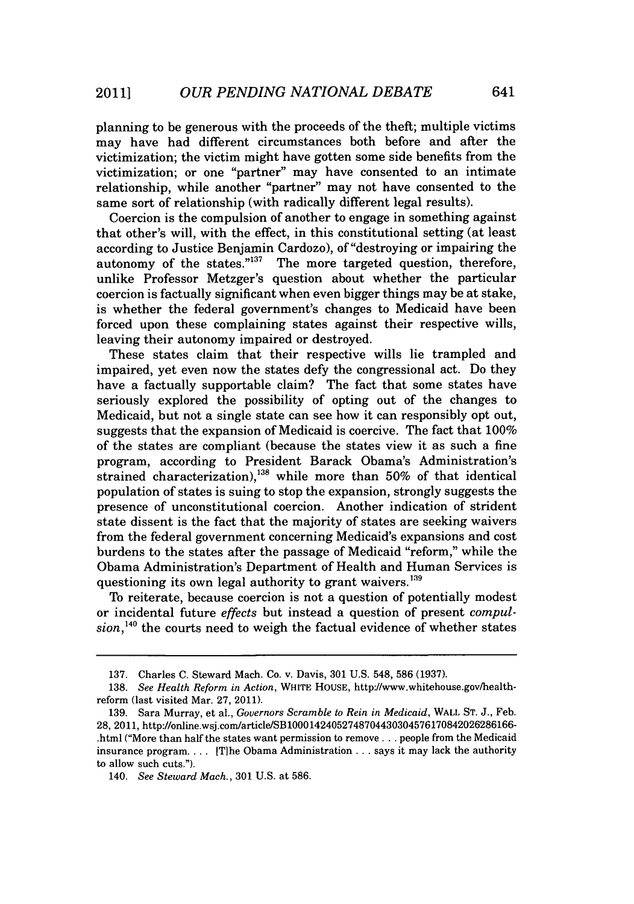planning to be generous with the proceeds of the theft; multiple victims may have had different circumstances both before and after the victimization; the victim might have gotten some side benefits from the victimization; or one "partner" may have consented to an intimate relationship, while another "partner" may not have consented to the same sort of relationship (with radically different legal results).

Coercion is the compulsion of another to engage in something against that other's will, with the effect, in this constitutional setting (at least according to Justice Benjamin Cardozo), of "destroying or impairing the autonomy of the states."[137] The more targeted question, therefore, unlike Professor Metzger's question about whether the particular coercion is factually significant when even bigger things may be at stake, is whether the federal government's changes to Medicaid have been forced upon these complaining states against their respective wills, leaving their autonomy impaired or destroyed.

These states claim that their respective wills lie trampled and impaired, yet even now the states defy the congressional act. Do they have a factually supportable claim? The fact that some states have seriously explored the possibility of opting out of the changes to Medicaid, but not a single state can see how it can responsibly opt out, suggests that the expansion of Medicaid is coercive. The fact that 100% of the states are compliant (because the states view it as such a fine program, according to President Barack Obama's Administration's strained characterization),[138] while more than 50% of that identical population of states is suing to stop the expansion, strongly suggests the presence of unconstitutional coercion. Another indication of strident state dissent is the fact that the majority of states are seeking waivers from the federal government concerning Medicaid's expansions and cost burdens to the states after the passage of Medicaid "reform," while the Obama Administration's Department of Health and Human Services is questioning its own legal authority to grant waivers.[139]

To reiterate, because coercion is not a question of potentially modest or incidental future *effects* but instead a question of present *compulsion*,[140] the courts need to weigh the factual evidence of whether states

---

137. Charles C. Steward Mach. Co. v. Davis, 301 U.S. 548, 586 (1937).

138. *See Health Reform in Action*, WHITE HOUSE, http://www.whitehouse.gov/health-reform (last visited Mar. 27, 2011).

139. Sara Murray, et al., *Governors Scramble to Rein in Medicaid*, WALL ST. J., Feb. 28, 2011, http://online.wsj.com/article/SB10001424052748704430304576170842026286166.html ("More than half the states want permission to remove . . . people from the Medicaid insurance program. . . . [T]he Obama Administration . . . says it may lack the authority to allow such cuts.").

140. *See Steward Mach.*, 301 U.S. at 586.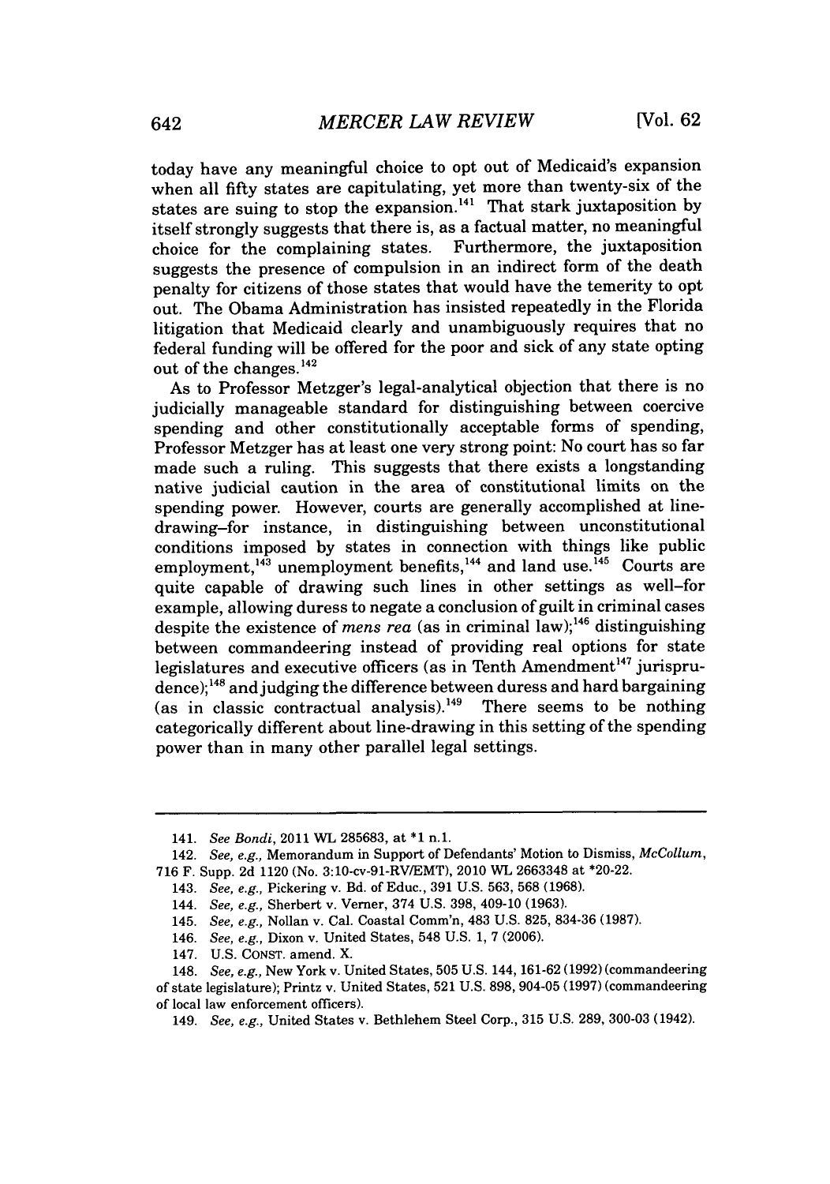today have any meaningful choice to opt out of Medicaid's expansion when all fifty states are capitulating, yet more than twenty-six of the states are suing to stop the expansion.[141] That stark juxtaposition by itself strongly suggests that there is, as a factual matter, no meaningful choice for the complaining states. Furthermore, the juxtaposition suggests the presence of compulsion in an indirect form of the death penalty for citizens of those states that would have the temerity to opt out. The Obama Administration has insisted repeatedly in the Florida litigation that Medicaid clearly and unambiguously requires that no federal funding will be offered for the poor and sick of any state opting out of the changes.[142]

As to Professor Metzger's legal-analytical objection that there is no judicially manageable standard for distinguishing between coercive spending and other constitutionally acceptable forms of spending, Professor Metzger has at least one very strong point: No court has so far made such a ruling. This suggests that there exists a longstanding native judicial caution in the area of constitutional limits on the spending power. However, courts are generally accomplished at line-drawing–for instance, in distinguishing between unconstitutional conditions imposed by states in connection with things like public employment,[143] unemployment benefits,[144] and land use.[145] Courts are quite capable of drawing such lines in other settings as well–for example, allowing duress to negate a conclusion of guilt in criminal cases despite the existence of *mens rea* (as in criminal law);[146] distinguishing between commandeering instead of providing real options for state legislatures and executive officers (as in Tenth Amendment[147] jurisprudence);[148] and judging the difference between duress and hard bargaining (as in classic contractual analysis).[149] There seems to be nothing categorically different about line-drawing in this setting of the spending power than in many other parallel legal settings.

---

141. *See Bondi*, 2011 WL 285683, at *1 n.1.

142. *See, e.g.,* Memorandum in Support of Defendants' Motion to Dismiss, *McCollum*, 716 F. Supp. 2d 1120 (No. 3:10-cv-91-RV/EMT), 2010 WL 2663348 at *20-22.

143. *See, e.g.,* Pickering v. Bd. of Educ., 391 U.S. 563, 568 (1968).

144. *See, e.g.,* Sherbert v. Verner, 374 U.S. 398, 409-10 (1963).

145. *See, e.g.,* Nollan v. Cal. Coastal Comm'n, 483 U.S. 825, 834-36 (1987).

146. *See, e.g.,* Dixon v. United States, 548 U.S. 1, 7 (2006).

147. U.S. CONST. amend. X.

148. *See, e.g.,* New York v. United States, 505 U.S. 144, 161-62 (1992) (commandeering of state legislature); Printz v. United States, 521 U.S. 898, 904-05 (1997) (commandeering of local law enforcement officers).

149. *See, e.g.,* United States v. Bethlehem Steel Corp., 315 U.S. 289, 300-03 (1942).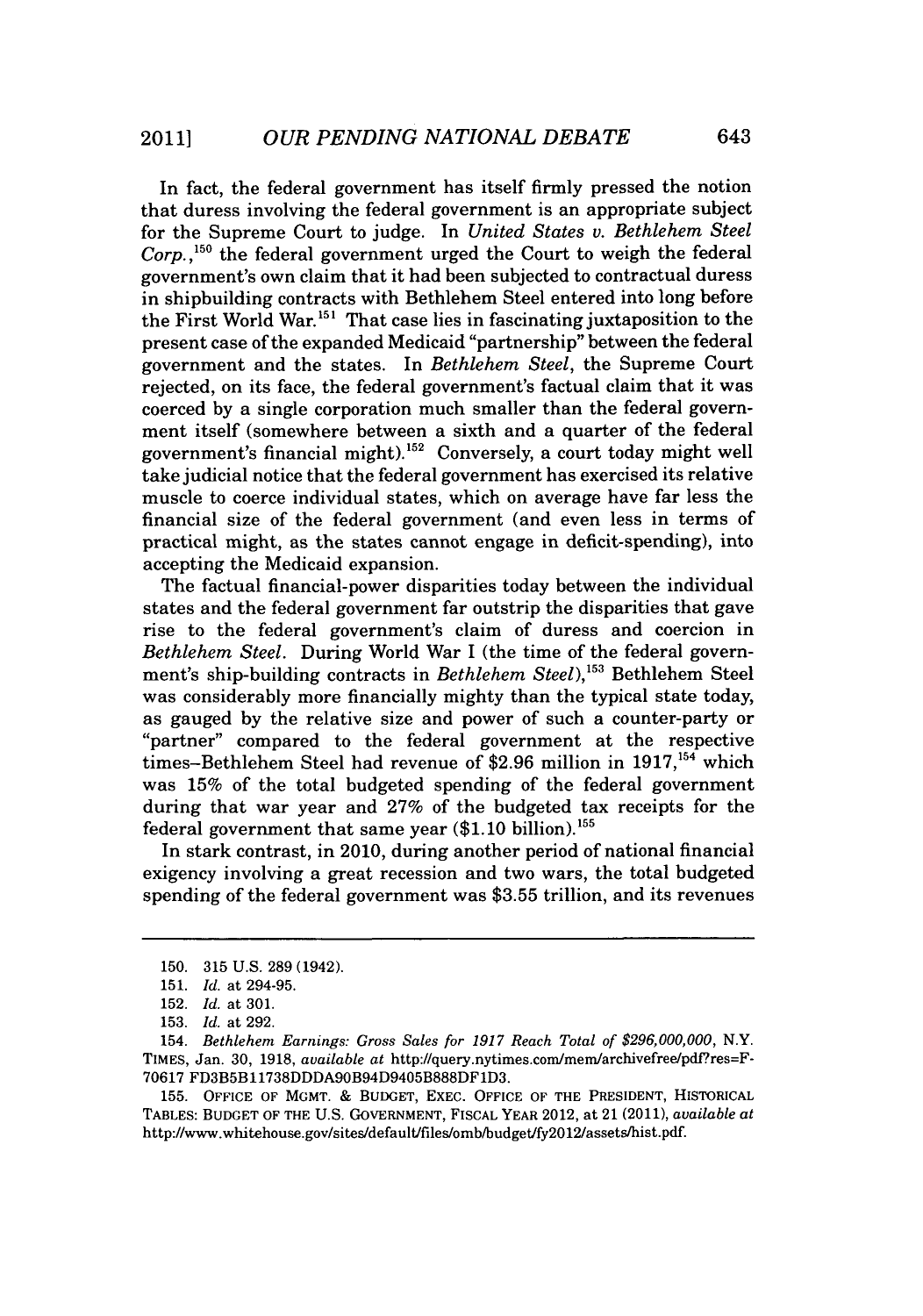In fact, the federal government has itself firmly pressed the notion that duress involving the federal government is an appropriate subject for the Supreme Court to judge. In *United States v. Bethlehem Steel Corp.*,[150] the federal government urged the Court to weigh the federal government's own claim that it had been subjected to contractual duress in shipbuilding contracts with Bethlehem Steel entered into long before the First World War.[151] That case lies in fascinating juxtaposition to the present case of the expanded Medicaid "partnership" between the federal government and the states. In *Bethlehem Steel*, the Supreme Court rejected, on its face, the federal government's factual claim that it was coerced by a single corporation much smaller than the federal government itself (somewhere between a sixth and a quarter of the federal government's financial might).[152] Conversely, a court today might well take judicial notice that the federal government has exercised its relative muscle to coerce individual states, which on average have far less the financial size of the federal government (and even less in terms of practical might, as the states cannot engage in deficit-spending), into accepting the Medicaid expansion.

The factual financial-power disparities today between the individual states and the federal government far outstrip the disparities that gave rise to the federal government's claim of duress and coercion in *Bethlehem Steel*. During World War I (the time of the federal government's ship-building contracts in *Bethlehem Steel*),[153] Bethlehem Steel was considerably more financially mighty than the typical state today, as gauged by the relative size and power of such a counter-party or "partner" compared to the federal government at the respective times–Bethlehem Steel had revenue of $2.96 million in 1917,[154] which was 15% of the total budgeted spending of the federal government during that war year and 27% of the budgeted tax receipts for the federal government that same year ($1.10 billion).[155]

In stark contrast, in 2010, during another period of national financial exigency involving a great recession and two wars, the total budgeted spending of the federal government was $3.55 trillion, and its revenues

---

150. 315 U.S. 289 (1942).

151. *Id.* at 294-95.

152. *Id.* at 301.

153. *Id.* at 292.

154. *Bethlehem Earnings: Gross Sales for 1917 Reach Total of $296,000,000*, N.Y. TIMES, Jan. 30, 1918, *available at* http://query.nytimes.com/mem/archivefree/pdf?res=F70617FD3B5B11738DDDA90B94D9405B888DF1D3.

155. OFFICE OF MGMT. & BUDGET, EXEC. OFFICE OF THE PRESIDENT, HISTORICAL TABLES: BUDGET OF THE U.S. GOVERNMENT, FISCAL YEAR 2012, at 21 (2011), *available at* http://www.whitehouse.gov/sites/default/files/omb/budget/fy2012/assets/hist.pdf.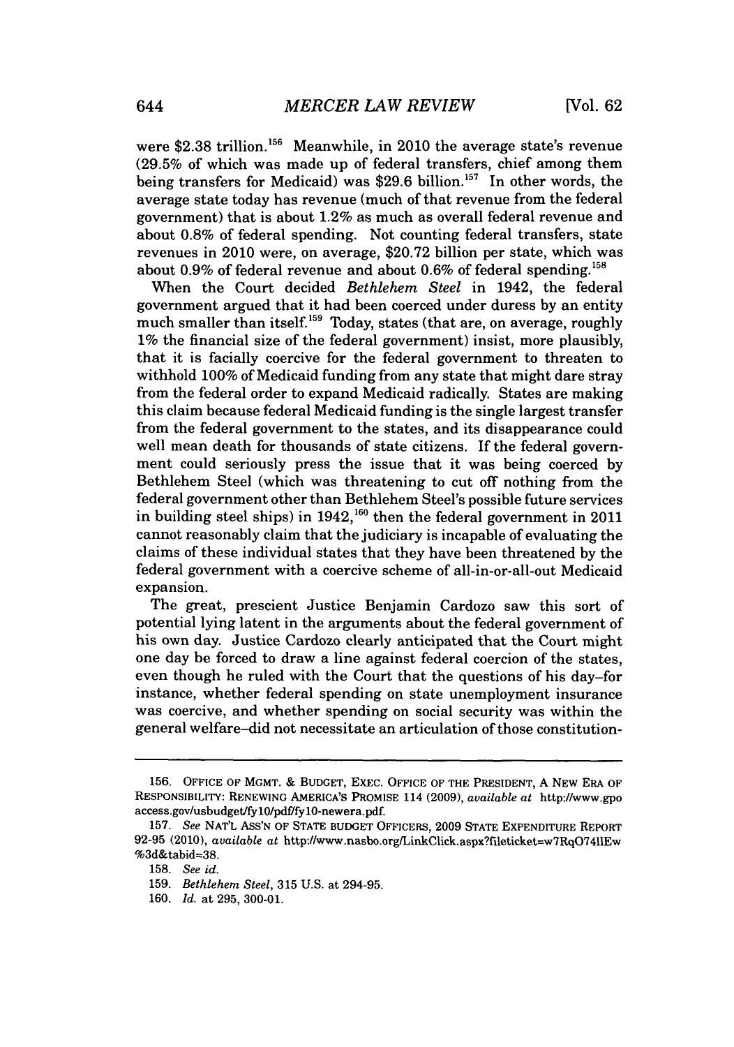were \$2.38 trillion.[156] Meanwhile, in 2010 the average state's revenue (29.5% of which was made up of federal transfers, chief among them being transfers for Medicaid) was \$29.6 billion.[157] In other words, the average state today has revenue (much of that revenue from the federal government) that is about 1.2% as much as overall federal revenue and about 0.8% of federal spending. Not counting federal transfers, state revenues in 2010 were, on average, \$20.72 billion per state, which was about 0.9% of federal revenue and about 0.6% of federal spending.[158]

When the Court decided *Bethlehem Steel* in 1942, the federal government argued that it had been coerced under duress by an entity much smaller than itself.[159] Today, states (that are, on average, roughly 1% the financial size of the federal government) insist, more plausibly, that it is facially coercive for the federal government to threaten to withhold 100% of Medicaid funding from any state that might dare stray from the federal order to expand Medicaid radically. States are making this claim because federal Medicaid funding is the single largest transfer from the federal government to the states, and its disappearance could well mean death for thousands of state citizens. If the federal government could seriously press the issue that it was being coerced by Bethlehem Steel (which was threatening to cut off nothing from the federal government other than Bethlehem Steel's possible future services in building steel ships) in 1942,[160] then the federal government in 2011 cannot reasonably claim that the judiciary is incapable of evaluating the claims of these individual states that they have been threatened by the federal government with a coercive scheme of all-in-or-all-out Medicaid expansion.

The great, prescient Justice Benjamin Cardozo saw this sort of potential lying latent in the arguments about the federal government of his own day. Justice Cardozo clearly anticipated that the Court might one day be forced to draw a line against federal coercion of the states, even though he ruled with the Court that the questions of his day–for instance, whether federal spending on state unemployment insurance was coercive, and whether spending on social security was within the general welfare–did not necessitate an articulation of those constitution-

---

156. OFFICE OF MGMT. & BUDGET, EXEC. OFFICE OF THE PRESIDENT, A NEW ERA OF RESPONSIBILITY: RENEWING AMERICA'S PROMISE 114 (2009), *available at* http://www.gpoaccess.gov/usbudget/fy10/pdf/fy10-newera.pdf.

157. *See* NAT'L ASS'N OF STATE BUDGET OFFICERS, 2009 STATE EXPENDITURE REPORT 92-95 (2010), *available at* http://www.nasbo.org/LinkClick.aspx?fileticket=w7RqO74llEw%3d&tabid=38.

158. *See id.*

159. *Bethlehem Steel*, 315 U.S. at 294-95.

160. *Id.* at 295, 300-01.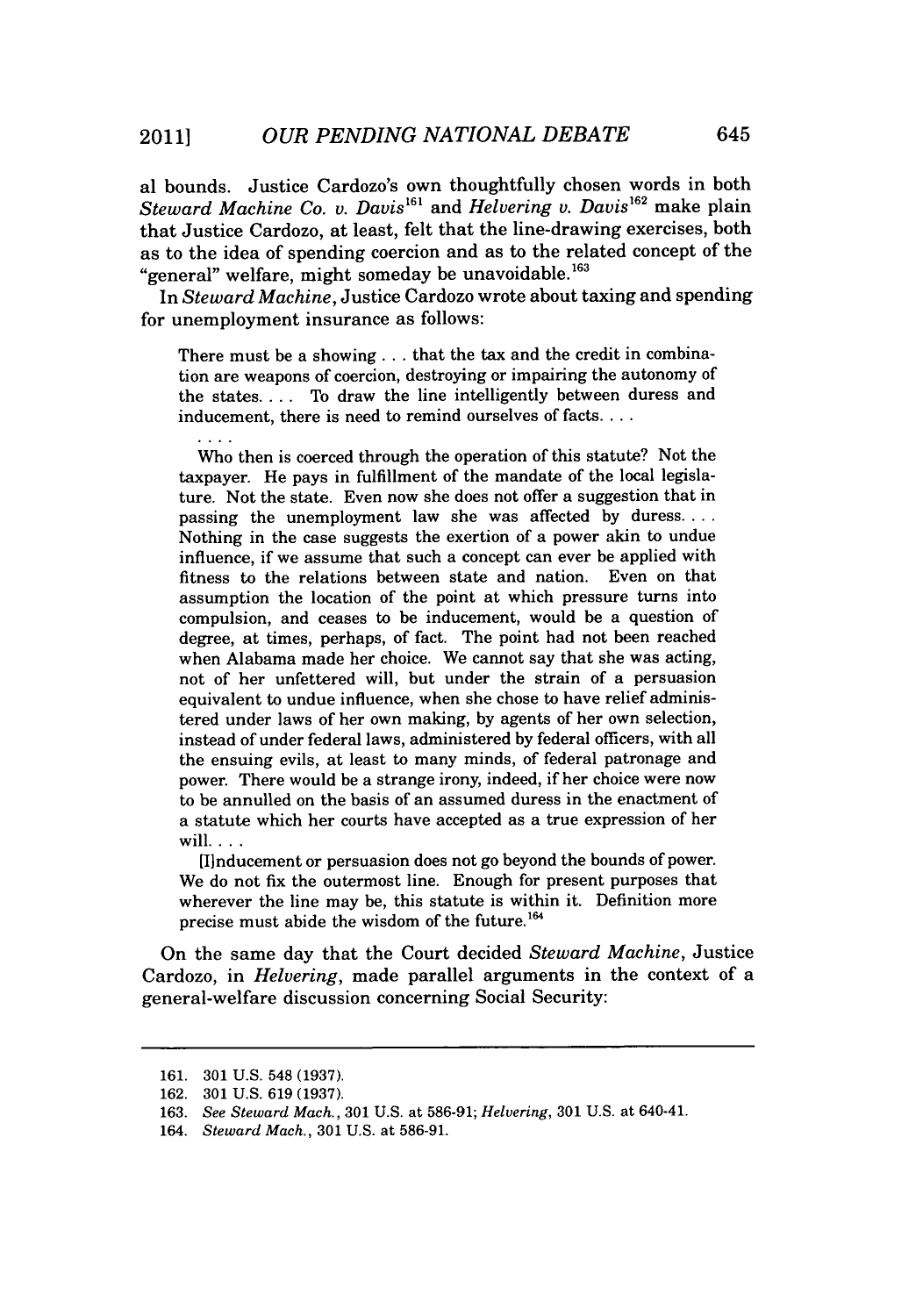al bounds. Justice Cardozo's own thoughtfully chosen words in both *Steward Machine Co. v. Davis*[161] and *Helvering v. Davis*[162] make plain that Justice Cardozo, at least, felt that the line-drawing exercises, both as to the idea of spending coercion and as to the related concept of the "general" welfare, might someday be unavoidable.[163]

In *Steward Machine*, Justice Cardozo wrote about taxing and spending for unemployment insurance as follows:

> There must be a showing . . . that the tax and the credit in combination are weapons of coercion, destroying or impairing the autonomy of the states. . . . To draw the line intelligently between duress and inducement, there is need to remind ourselves of facts. . . .
>
> . . . .
>
> Who then is coerced through the operation of this statute? Not the taxpayer. He pays in fulfillment of the mandate of the local legislature. Not the state. Even now she does not offer a suggestion that in passing the unemployment law she was affected by duress. . . . Nothing in the case suggests the exertion of a power akin to undue influence, if we assume that such a concept can ever be applied with fitness to the relations between state and nation. Even on that assumption the location of the point at which pressure turns into compulsion, and ceases to be inducement, would be a question of degree, at times, perhaps, of fact. The point had not been reached when Alabama made her choice. We cannot say that she was acting, not of her unfettered will, but under the strain of a persuasion equivalent to undue influence, when she chose to have relief administered under laws of her own making, by agents of her own selection, instead of under federal laws, administered by federal officers, with all the ensuing evils, at least to many minds, of federal patronage and power. There would be a strange irony, indeed, if her choice were now to be annulled on the basis of an assumed duress in the enactment of a statute which her courts have accepted as a true expression of her will. . . .
>
> [I]nducement or persuasion does not go beyond the bounds of power. We do not fix the outermost line. Enough for present purposes that wherever the line may be, this statute is within it. Definition more precise must abide the wisdom of the future.[164]

On the same day that the Court decided *Steward Machine*, Justice Cardozo, in *Helvering*, made parallel arguments in the context of a general-welfare discussion concerning Social Security:

---

161. 301 U.S. 548 (1937).

162. 301 U.S. 619 (1937).

163. *See Steward Mach.*, 301 U.S. at 586-91; *Helvering*, 301 U.S. at 640-41.

164. *Steward Mach.*, 301 U.S. at 586-91.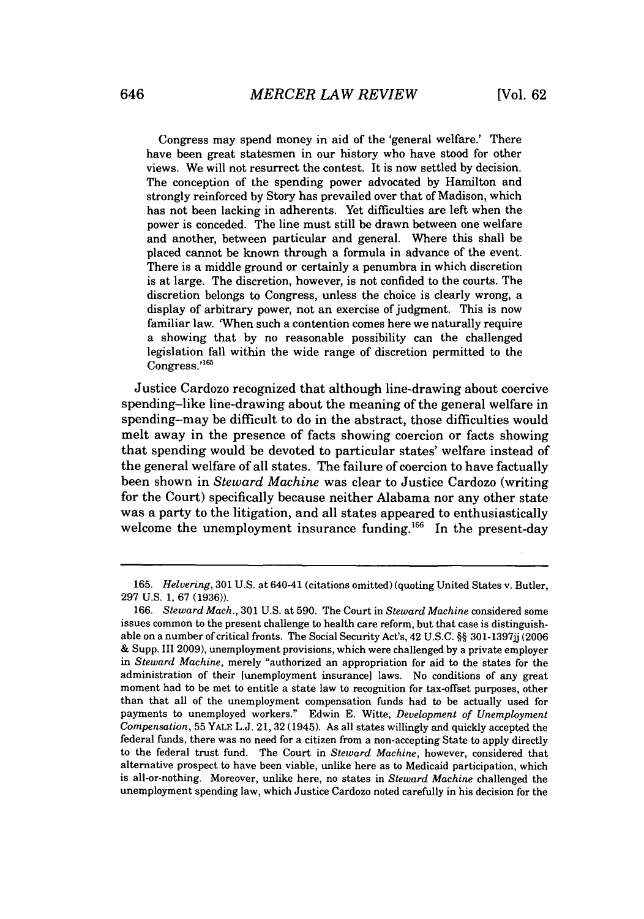Congress may spend money in aid of the 'general welfare.' There have been great statesmen in our history who have stood for other views. We will not resurrect the contest. It is now settled by decision. The conception of the spending power advocated by Hamilton and strongly reinforced by Story has prevailed over that of Madison, which has not been lacking in adherents. Yet difficulties are left when the power is conceded. The line must still be drawn between one welfare and another, between particular and general. Where this shall be placed cannot be known through a formula in advance of the event. There is a middle ground or certainly a penumbra in which discretion is at large. The discretion, however, is not confided to the courts. The discretion belongs to Congress, unless the choice is clearly wrong, a display of arbitrary power, not an exercise of judgment. This is now familiar law. 'When such a contention comes here we naturally require a showing that by no reasonable possibility can the challenged legislation fall within the wide range of discretion permitted to the Congress.'[165]

Justice Cardozo recognized that although line-drawing about coercive spending–like line-drawing about the meaning of the general welfare in spending–may be difficult to do in the abstract, those difficulties would melt away in the presence of facts showing coercion or facts showing that spending would be devoted to particular states' welfare instead of the general welfare of all states. The failure of coercion to have factually been shown in *Steward Machine* was clear to Justice Cardozo (writing for the Court) specifically because neither Alabama nor any other state was a party to the litigation, and all states appeared to enthusiastically welcome the unemployment insurance funding.[166] In the present-day

---

165. *Helvering*, 301 U.S. at 640-41 (citations omitted) (quoting United States v. Butler, 297 U.S. 1, 67 (1936)).

166. *Steward Mach.*, 301 U.S. at 590. The Court in *Steward Machine* considered some issues common to the present challenge to health care reform, but that case is distinguishable on a number of critical fronts. The Social Security Act's, 42 U.S.C. §§ 301-1397jj (2006 & Supp. III 2009), unemployment provisions, which were challenged by a private employer in *Steward Machine*, merely "authorized an appropriation for aid to the states for the administration of their [unemployment insurance] laws. No conditions of any great moment had to be met to entitle a state law to recognition for tax-offset purposes, other than that all of the unemployment compensation funds had to be actually used for payments to unemployed workers." Edwin E. Witte, *Development of Unemployment Compensation*, 55 YALE L.J. 21, 32 (1945). As all states willingly and quickly accepted the federal funds, there was no need for a citizen from a non-accepting State to apply directly to the federal trust fund. The Court in *Steward Machine*, however, considered that alternative prospect to have been viable, unlike here as to Medicaid participation, which is all-or-nothing. Moreover, unlike here, no states in *Steward Machine* challenged the unemployment spending law, which Justice Cardozo noted carefully in his decision for the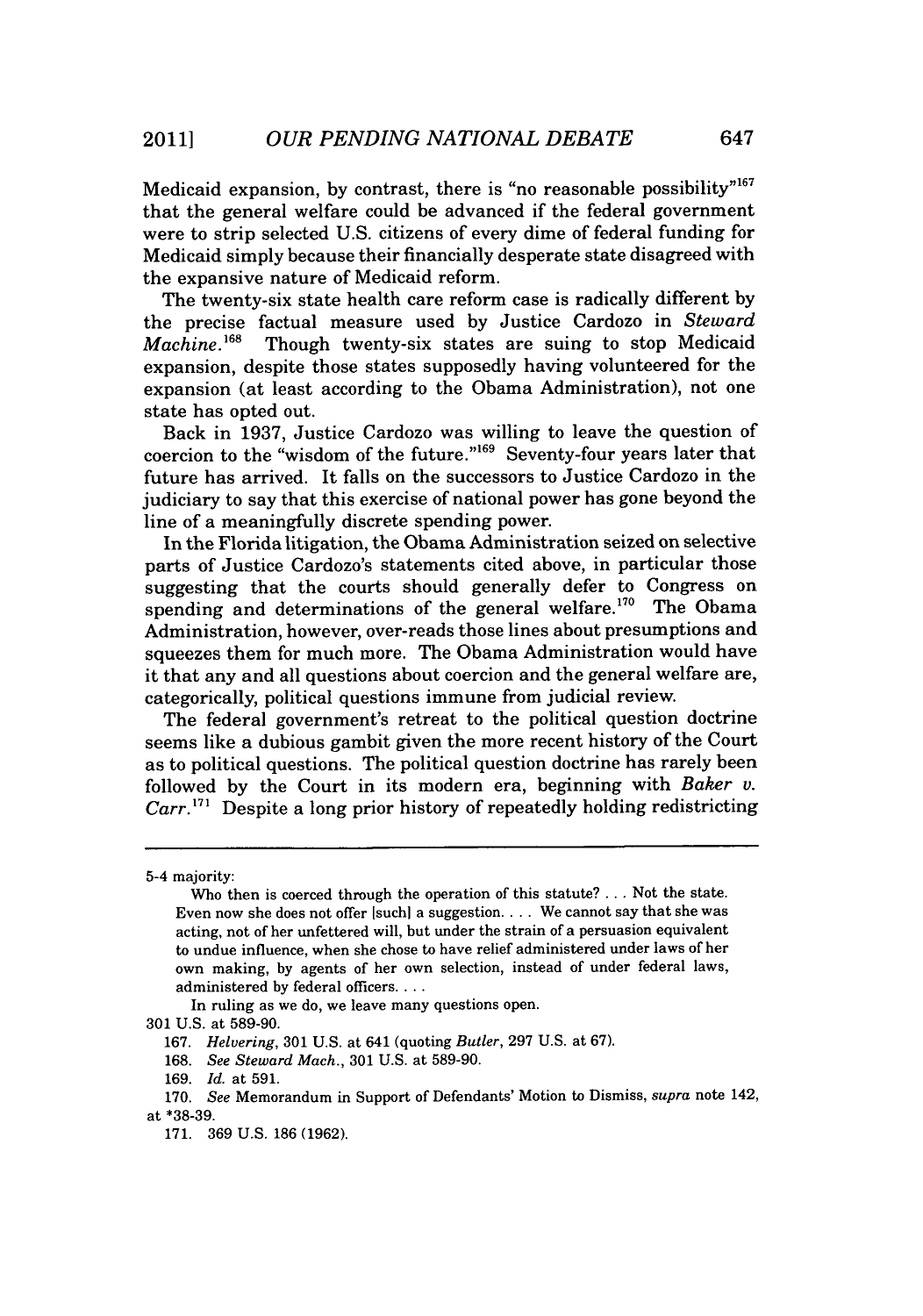Medicaid expansion, by contrast, there is "no reasonable possibility"[167] that the general welfare could be advanced if the federal government were to strip selected U.S. citizens of every dime of federal funding for Medicaid simply because their financially desperate state disagreed with the expansive nature of Medicaid reform.

The twenty-six state health care reform case is radically different by the precise factual measure used by Justice Cardozo in *Steward Machine*.[168] Though twenty-six states are suing to stop Medicaid expansion, despite those states supposedly having volunteered for the expansion (at least according to the Obama Administration), not one state has opted out.

Back in 1937, Justice Cardozo was willing to leave the question of coercion to the "wisdom of the future."[169] Seventy-four years later that future has arrived. It falls on the successors to Justice Cardozo in the judiciary to say that this exercise of national power has gone beyond the line of a meaningfully discrete spending power.

In the Florida litigation, the Obama Administration seized on selective parts of Justice Cardozo's statements cited above, in particular those suggesting that the courts should generally defer to Congress on spending and determinations of the general welfare.[170] The Obama Administration, however, over-reads those lines about presumptions and squeezes them for much more. The Obama Administration would have it that any and all questions about coercion and the general welfare are, categorically, political questions immune from judicial review.

The federal government's retreat to the political question doctrine seems like a dubious gambit given the more recent history of the Court as to political questions. The political question doctrine has rarely been followed by the Court in its modern era, beginning with *Baker v. Carr*.[171] Despite a long prior history of repeatedly holding redistricting

---

5-4 majority:

> Who then is coerced through the operation of this statute? . . . Not the state. Even now she does not offer [such] a suggestion. . . . We cannot say that she was acting, not of her unfettered will, but under the strain of a persuasion equivalent to undue influence, when she chose to have relief administered under laws of her own making, by agents of her own selection, instead of under federal laws, administered by federal officers. . . .
>
> In ruling as we do, we leave many questions open.

301 U.S. at 589-90.

167. *Helvering*, 301 U.S. at 641 (quoting *Butler*, 297 U.S. at 67).

168. *See Steward Mach.*, 301 U.S. at 589-90.

169. *Id.* at 591.

170. *See* Memorandum in Support of Defendants' Motion to Dismiss, *supra* note 142, at *38-39.

171. 369 U.S. 186 (1962).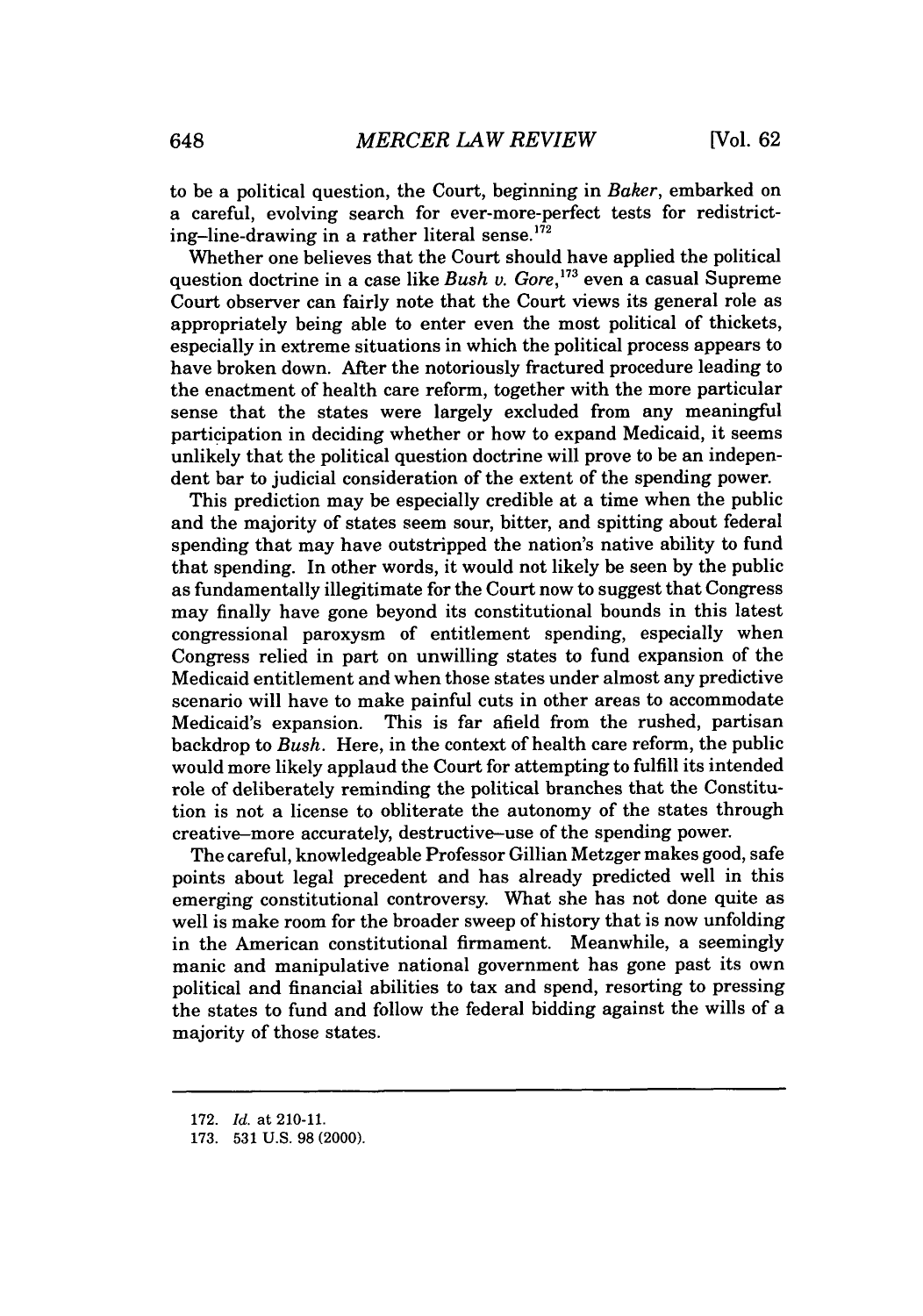to be a political question, the Court, beginning in *Baker*, embarked on a careful, evolving search for ever-more-perfect tests for redistricting–line-drawing in a rather literal sense.[172]

Whether one believes that the Court should have applied the political question doctrine in a case like *Bush v. Gore*,[173] even a casual Supreme Court observer can fairly note that the Court views its general role as appropriately being able to enter even the most political of thickets, especially in extreme situations in which the political process appears to have broken down. After the notoriously fractured procedure leading to the enactment of health care reform, together with the more particular sense that the states were largely excluded from any meaningful participation in deciding whether or how to expand Medicaid, it seems unlikely that the political question doctrine will prove to be an independent bar to judicial consideration of the extent of the spending power.

This prediction may be especially credible at a time when the public and the majority of states seem sour, bitter, and spitting about federal spending that may have outstripped the nation's native ability to fund that spending. In other words, it would not likely be seen by the public as fundamentally illegitimate for the Court now to suggest that Congress may finally have gone beyond its constitutional bounds in this latest congressional paroxysm of entitlement spending, especially when Congress relied in part on unwilling states to fund expansion of the Medicaid entitlement and when those states under almost any predictive scenario will have to make painful cuts in other areas to accommodate Medicaid's expansion. This is far afield from the rushed, partisan backdrop to *Bush*. Here, in the context of health care reform, the public would more likely applaud the Court for attempting to fulfill its intended role of deliberately reminding the political branches that the Constitution is not a license to obliterate the autonomy of the states through creative–more accurately, destructive–use of the spending power.

The careful, knowledgeable Professor Gillian Metzger makes good, safe points about legal precedent and has already predicted well in this emerging constitutional controversy. What she has not done quite as well is make room for the broader sweep of history that is now unfolding in the American constitutional firmament. Meanwhile, a seemingly manic and manipulative national government has gone past its own political and financial abilities to tax and spend, resorting to pressing the states to fund and follow the federal bidding against the wills of a majority of those states.

---

172. *Id.* at 210-11.

173. 531 U.S. 98 (2000).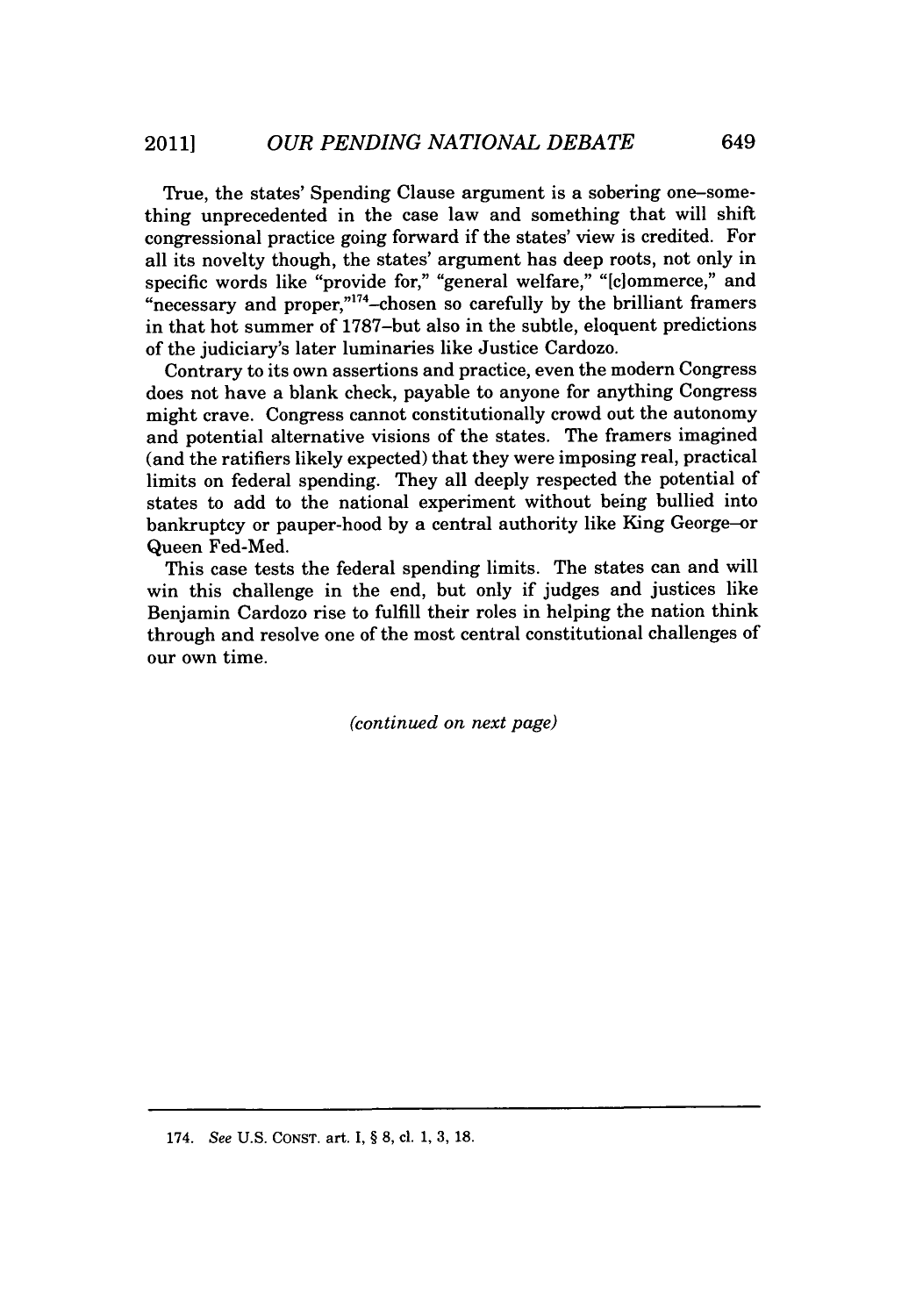True, the states' Spending Clause argument is a sobering one–something unprecedented in the case law and something that will shift congressional practice going forward if the states' view is credited. For all its novelty though, the states' argument has deep roots, not only in specific words like "provide for," "general welfare," "[c]ommerce," and "necessary and proper,"[174]–chosen so carefully by the brilliant framers in that hot summer of 1787–but also in the subtle, eloquent predictions of the judiciary's later luminaries like Justice Cardozo.

Contrary to its own assertions and practice, even the modern Congress does not have a blank check, payable to anyone for anything Congress might crave. Congress cannot constitutionally crowd out the autonomy and potential alternative visions of the states. The framers imagined (and the ratifiers likely expected) that they were imposing real, practical limits on federal spending. They all deeply respected the potential of states to add to the national experiment without being bullied into bankruptcy or pauper-hood by a central authority like King George–or Queen Fed-Med.

This case tests the federal spending limits. The states can and will win this challenge in the end, but only if judges and justices like Benjamin Cardozo rise to fulfill their roles in helping the nation think through and resolve one of the most central constitutional challenges of our own time.

*(continued on next page)*

---

174. *See* U.S. CONST. art. I, § 8, cl. 1, 3, 18.